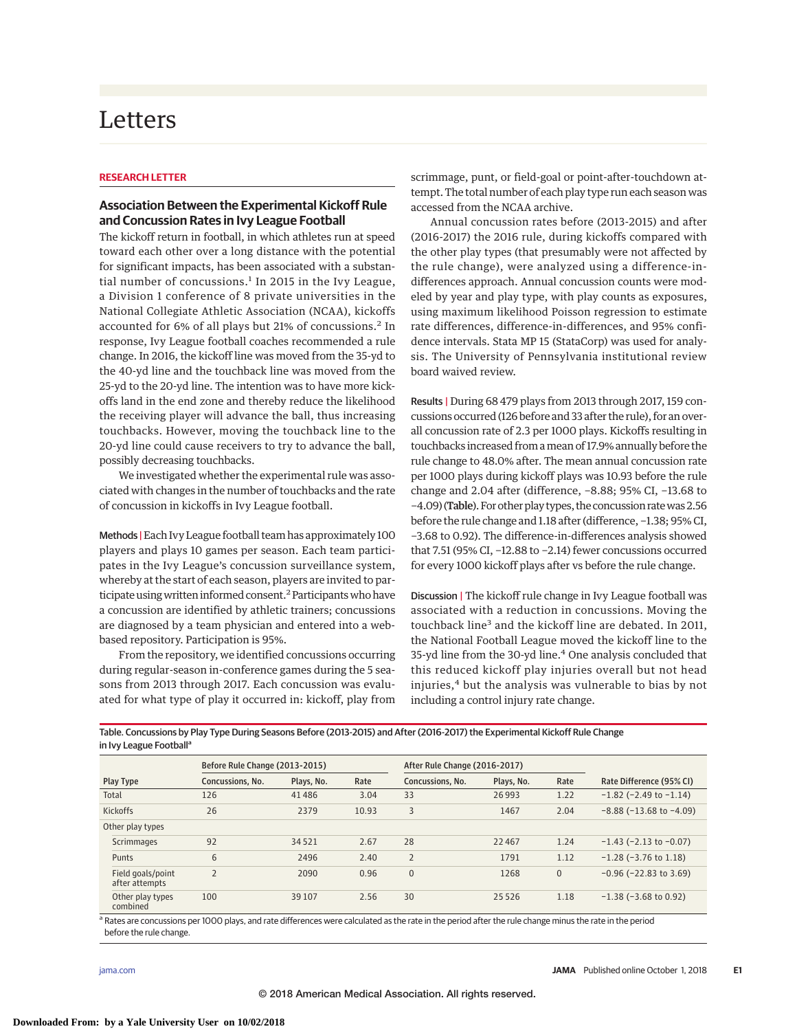# Letters

**RESEARCH LETTER**

## Association Between the Experimental Kickoff Rule and Concussion Rates in Ivy League Football

The kickoff return in football, in which athletes run at speed toward each other over a long distance with the potential for significant impacts, has been associated with a substantial number of concussions.[1] In 2015 in the Ivy League, a Division 1 conference of 8 private universities in the National Collegiate Athletic Association (NCAA), kickoffs accounted for 6% of all plays but 21% of concussions.[2] In response, Ivy League football coaches recommended a rule change. In 2016, the kickoff line was moved from the 35-yd to the 40-yd line and the touchback line was moved from the 25-yd to the 20-yd line. The intention was to have more kickoffs land in the end zone and thereby reduce the likelihood the receiving player will advance the ball, thus increasing touchbacks. However, moving the touchback line to the 20-yd line could cause receivers to try to advance the ball, possibly decreasing touchbacks.

We investigated whether the experimental rule was associated with changes in the number of touchbacks and the rate of concussion in kickoffs in Ivy League football.

**Methods |** Each Ivy League football team has approximately 100 players and plays 10 games per season. Each team participates in the Ivy League's concussion surveillance system, whereby at the start of each season, players are invited to participate using written informed consent.[2] Participants who have a concussion are identified by athletic trainers; concussions are diagnosed by a team physician and entered into a web-based repository. Participation is 95%.

From the repository, we identified concussions occurring during regular-season in-conference games during the 5 seasons from 2013 through 2017. Each concussion was evaluated for what type of play it occurred in: kickoff, play from scrimmage, punt, or field-goal or point-after-touchdown attempt. The total number of each play type run each season was accessed from the NCAA archive.

Annual concussion rates before (2013-2015) and after (2016-2017) the 2016 rule, during kickoffs compared with the other play types (that presumably were not affected by the rule change), were analyzed using a difference-in-differences approach. Annual concussion counts were modeled by year and play type, with play counts as exposures, using maximum likelihood Poisson regression to estimate rate differences, difference-in-differences, and 95% confidence intervals. Stata MP 15 (StataCorp) was used for analysis. The University of Pennsylvania institutional review board waived review.

**Results |** During 68 479 plays from 2013 through 2017, 159 concussions occurred (126 before and 33 after the rule), for an overall concussion rate of 2.3 per 1000 plays. Kickoffs resulting in touchbacks increased from a mean of 17.9% annually before the rule change to 48.0% after. The mean annual concussion rate per 1000 plays during kickoff plays was 10.93 before the rule change and 2.04 after (difference, −8.88; 95% CI, −13.68 to −4.09) (Table). For other play types, the concussion rate was 2.56 before the rule change and 1.18 after (difference, −1.38; 95% CI, −3.68 to 0.92). The difference-in-differences analysis showed that 7.51 (95% CI, −12.88 to −2.14) fewer concussions occurred for every 1000 kickoff plays after vs before the rule change.

**Discussion |** The kickoff rule change in Ivy League football was associated with a reduction in concussions. Moving the touchback line[3] and the kickoff line are debated. In 2011, the National Football League moved the kickoff line to the 35-yd line from the 30-yd line.[4] One analysis concluded that this reduced kickoff play injuries overall but not head injuries,[4] but the analysis was vulnerable to bias by not including a control injury rate change.

Table. Concussions by Play Type During Seasons Before (2013-2015) and After (2016-2017) the Experimental Kickoff Rule Change in Ivy League Football[a]

| | Before Rule Change (2013-2015) | | | After Rule Change (2016-2017) | | | |
|---|---|---|---|---|---|---|---|
| Play Type | Concussions, No. | Plays, No. | Rate | Concussions, No. | Plays, No. | Rate | Rate Difference (95% CI) |
| Total | 126 | 41 486 | 3.04 | 33 | 26 993 | 1.22 | −1.82 (−2.49 to −1.14) |
| Kickoffs | 26 | 2379 | 10.93 | 3 | 1467 | 2.04 | −8.88 (−13.68 to −4.09) |
| Other play types | | | | | | | |
| Scrimmages | 92 | 34 521 | 2.67 | 28 | 22 467 | 1.24 | −1.43 (−2.13 to −0.07) |
| Punts | 6 | 2496 | 2.40 | 2 | 1791 | 1.12 | −1.28 (−3.76 to 1.18) |
| Field goals/point after attempts | 2 | 2090 | 0.96 | 0 | 1268 | 0 | −0.96 (−22.83 to 3.69) |
| Other play types combined | 100 | 39 107 | 2.56 | 30 | 25 526 | 1.18 | −1.38 (−3.68 to 0.92) |

[a] Rates are concussions per 1000 plays, and rate differences were calculated as the rate in the period after the rule change minus the rate in the period before the rule change.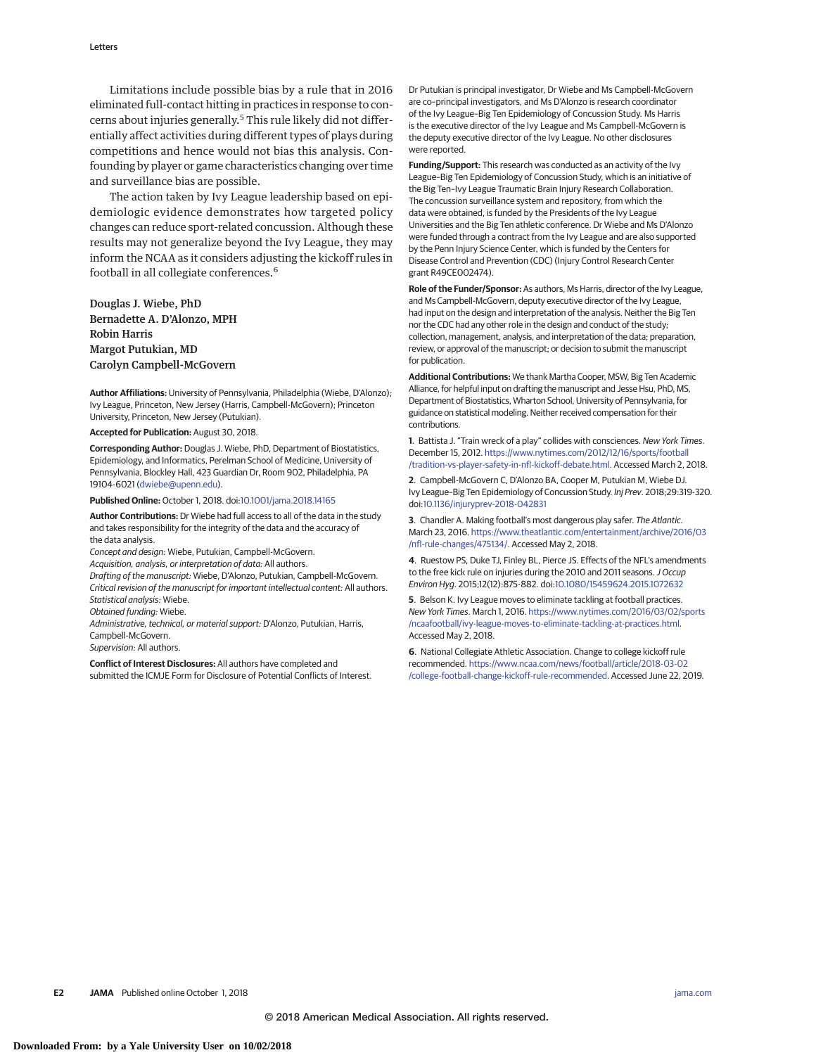Limitations include possible bias by a rule that in 2016 eliminated full-contact hitting in practices in response to concerns about injuries generally.[5] This rule likely did not differentially affect activities during different types of plays during competitions and hence would not bias this analysis. Confounding by player or game characteristics changing over time and surveillance bias are possible.

The action taken by Ivy League leadership based on epidemiologic evidence demonstrates how targeted policy changes can reduce sport-related concussion. Although these results may not generalize beyond the Ivy League, they may inform the NCAA as it considers adjusting the kickoff rules in football in all collegiate conferences.[6]

**Douglas J. Wiebe, PhD**
**Bernadette A. D'Alonzo, MPH**
**Robin Harris**
**Margot Putukian, MD**
**Carolyn Campbell-McGovern**

**Author Affiliations:** University of Pennsylvania, Philadelphia (Wiebe, D'Alonzo); Ivy League, Princeton, New Jersey (Harris, Campbell-McGovern); Princeton University, Princeton, New Jersey (Putukian).

**Accepted for Publication:** August 30, 2018.

**Corresponding Author:** Douglas J. Wiebe, PhD, Department of Biostatistics, Epidemiology, and Informatics, Perelman School of Medicine, University of Pennsylvania, Blockley Hall, 423 Guardian Dr, Room 902, Philadelphia, PA 19104-6021 (dwiebe@upenn.edu).

**Published Online:** October 1, 2018. doi:10.1001/jama.2018.14165

**Author Contributions:** Dr Wiebe had full access to all of the data in the study and takes responsibility for the integrity of the data and the accuracy of the data analysis.
*Concept and design:* Wiebe, Putukian, Campbell-McGovern.
*Acquisition, analysis, or interpretation of data:* All authors.
*Drafting of the manuscript:* Wiebe, D'Alonzo, Putukian, Campbell-McGovern.
*Critical revision of the manuscript for important intellectual content:* All authors.
*Statistical analysis:* Wiebe.
*Obtained funding:* Wiebe.
*Administrative, technical, or material support:* D'Alonzo, Putukian, Harris, Campbell-McGovern.
*Supervision:* All authors.

**Conflict of Interest Disclosures:** All authors have completed and submitted the ICMJE Form for Disclosure of Potential Conflicts of Interest. Dr Putukian is principal investigator, Dr Wiebe and Ms Campbell-McGovern are co–principal investigators, and Ms D'Alonzo is research coordinator of the Ivy League–Big Ten Epidemiology of Concussion Study. Ms Harris is the executive director of the Ivy League and Ms Campbell-McGovern is the deputy executive director of the Ivy League. No other disclosures were reported.

**Funding/Support:** This research was conducted as an activity of the Ivy League–Big Ten Epidemiology of Concussion Study, which is an initiative of the Big Ten–Ivy League Traumatic Brain Injury Research Collaboration. The concussion surveillance system and repository, from which the data were obtained, is funded by the Presidents of the Ivy League Universities and the Big Ten athletic conference. Dr Wiebe and Ms D'Alonzo were funded through a contract from the Ivy League and are also supported by the Penn Injury Science Center, which is funded by the Centers for Disease Control and Prevention (CDC) (Injury Control Research Center grant R49CE002474).

**Role of the Funder/Sponsor:** As authors, Ms Harris, director of the Ivy League, and Ms Campbell-McGovern, deputy executive director of the Ivy League, had input on the design and interpretation of the analysis. Neither the Big Ten nor the CDC had any other role in the design and conduct of the study; collection, management, analysis, and interpretation of the data; preparation, review, or approval of the manuscript; or decision to submit the manuscript for publication.

**Additional Contributions:** We thank Martha Cooper, MSW, Big Ten Academic Alliance, for helpful input on drafting the manuscript and Jesse Hsu, PhD, MS, Department of Biostatistics, Wharton School, University of Pennsylvania, for guidance on statistical modeling. Neither received compensation for their contributions.

1. Battista J. "Train wreck of a play" collides with consciences. *New York Times*. December 15, 2012. https://www.nytimes.com/2012/12/16/sports/football/tradition-vs-player-safety-in-nfl-kickoff-debate.html. Accessed March 2, 2018.

2. Campbell-McGovern C, D'Alonzo BA, Cooper M, Putukian M, Wiebe DJ. Ivy League–Big Ten Epidemiology of Concussion Study. *Inj Prev*. 2018;29:319-320. doi:10.1136/injuryprev-2018-042831

3. Chandler A. Making football's most dangerous play safer. *The Atlantic*. March 23, 2016. https://www.theatlantic.com/entertainment/archive/2016/03/nfl-rule-changes/475134/. Accessed May 2, 2018.

4. Ruestow PS, Duke TJ, Finley BL, Pierce JS. Effects of the NFL's amendments to the free kick rule on injuries during the 2010 and 2011 seasons. *J Occup Environ Hyg*. 2015;12(12):875-882. doi:10.1080/15459624.2015.1072632

5. Belson K. Ivy League moves to eliminate tackling at football practices. *New York Times*. March 1, 2016. https://www.nytimes.com/2016/03/02/sports/ncaafootball/ivy-league-moves-to-eliminate-tackling-at-practices.html. Accessed May 2, 2018.

6. National Collegiate Athletic Association. Change to college kickoff rule recommended. https://www.ncaa.com/news/football/article/2018-03-02/college-football-change-kickoff-rule-recommended. Accessed June 22, 2019.